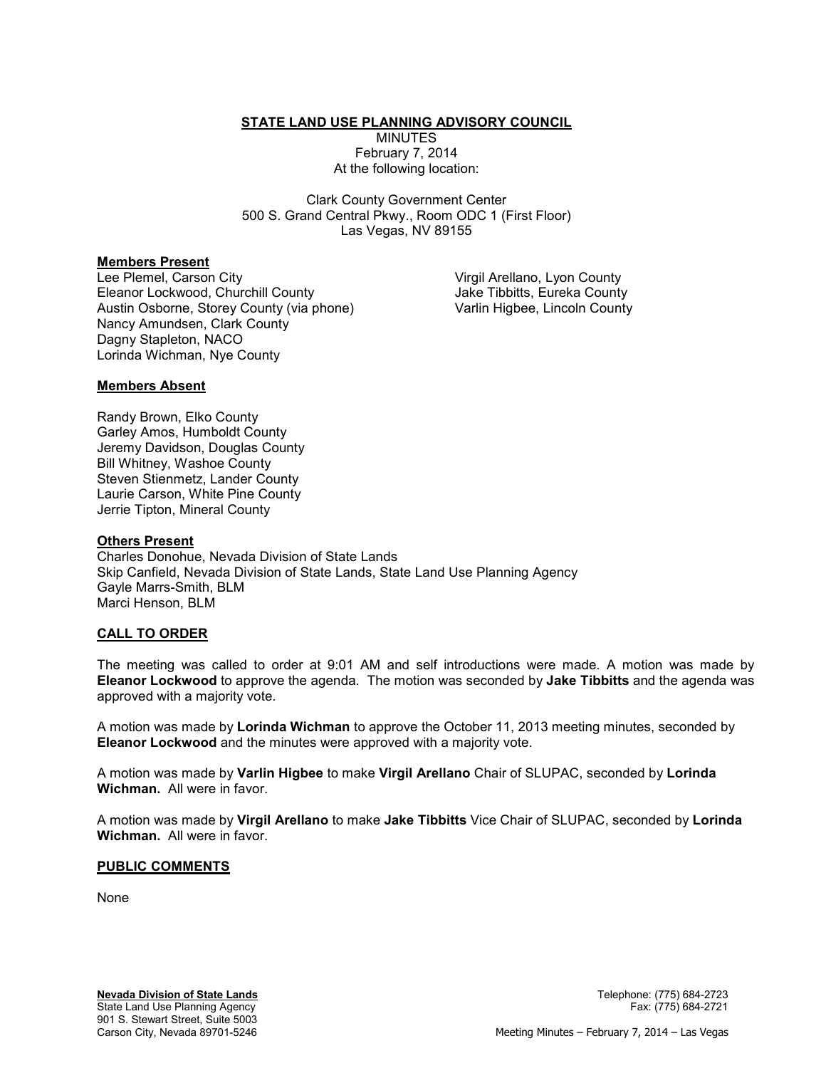**STATE LAND USE PLANNING ADVISORY COUNCIL**

MINUTES
February 7, 2014
At the following location:

Clark County Government Center
500 S. Grand Central Pkwy., Room ODC 1 (First Floor)
Las Vegas, NV 89155

**Members Present**

Lee Plemel, Carson City
Eleanor Lockwood, Churchill County
Austin Osborne, Storey County (via phone)
Nancy Amundsen, Clark County
Dagny Stapleton, NACO
Lorinda Wichman, Nye County
Virgil Arellano, Lyon County
Jake Tibbitts, Eureka County
Varlin Higbee, Lincoln County

**Members Absent**

Randy Brown, Elko County
Garley Amos, Humboldt County
Jeremy Davidson, Douglas County
Bill Whitney, Washoe County
Steven Stienmetz, Lander County
Laurie Carson, White Pine County
Jerrie Tipton, Mineral County

**Others Present**

Charles Donohue, Nevada Division of State Lands
Skip Canfield, Nevada Division of State Lands, State Land Use Planning Agency
Gayle Marrs-Smith, BLM
Marci Henson, BLM

**CALL TO ORDER**

The meeting was called to order at 9:01 AM and self introductions were made. A motion was made by **Eleanor Lockwood** to approve the agenda. The motion was seconded by **Jake Tibbitts** and the agenda was approved with a majority vote.

A motion was made by **Lorinda Wichman** to approve the October 11, 2013 meeting minutes, seconded by **Eleanor Lockwood** and the minutes were approved with a majority vote.

A motion was made by **Varlin Higbee** to make **Virgil Arellano** Chair of SLUPAC, seconded by **Lorinda Wichman.** All were in favor.

A motion was made by **Virgil Arellano** to make **Jake Tibbitts** Vice Chair of SLUPAC, seconded by **Lorinda Wichman.** All were in favor.

**PUBLIC COMMENTS**

None

**Nevada Division of State Lands**
State Land Use Planning Agency
901 S. Stewart Street, Suite 5003
Carson City, Nevada 89701-5246

Telephone: (775) 684-2723
Fax: (775) 684-2721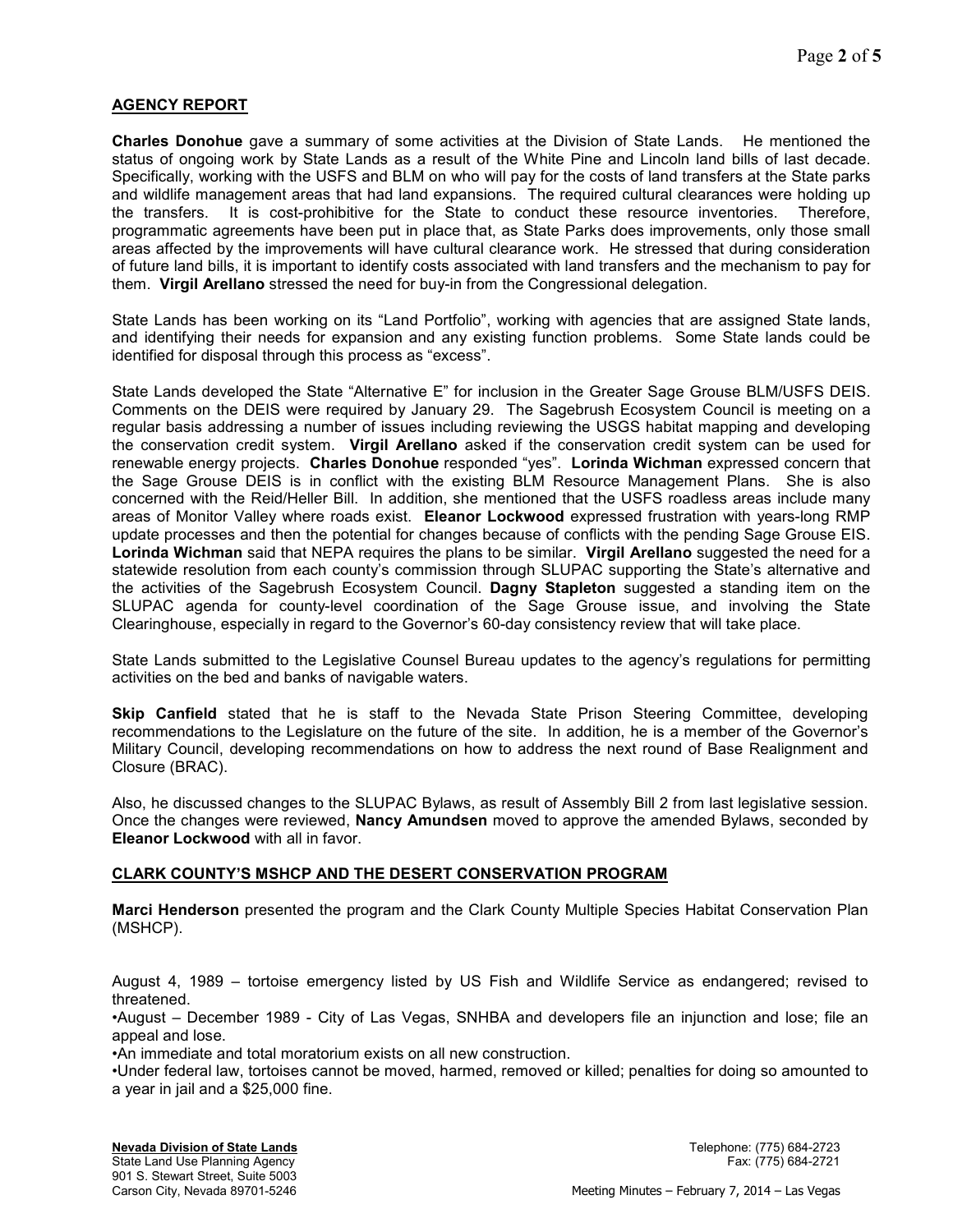## AGENCY REPORT

**Charles Donohue** gave a summary of some activities at the Division of State Lands. He mentioned the status of ongoing work by State Lands as a result of the White Pine and Lincoln land bills of last decade. Specifically, working with the USFS and BLM on who will pay for the costs of land transfers at the State parks and wildlife management areas that had land expansions. The required cultural clearances were holding up the transfers. It is cost-prohibitive for the State to conduct these resource inventories. Therefore, programmatic agreements have been put in place that, as State Parks does improvements, only those small areas affected by the improvements will have cultural clearance work. He stressed that during consideration of future land bills, it is important to identify costs associated with land transfers and the mechanism to pay for them. **Virgil Arellano** stressed the need for buy-in from the Congressional delegation.

State Lands has been working on its "Land Portfolio", working with agencies that are assigned State lands, and identifying their needs for expansion and any existing function problems. Some State lands could be identified for disposal through this process as "excess".

State Lands developed the State "Alternative E" for inclusion in the Greater Sage Grouse BLM/USFS DEIS. Comments on the DEIS were required by January 29. The Sagebrush Ecosystem Council is meeting on a regular basis addressing a number of issues including reviewing the USGS habitat mapping and developing the conservation credit system. **Virgil Arellano** asked if the conservation credit system can be used for renewable energy projects. **Charles Donohue** responded "yes". **Lorinda Wichman** expressed concern that the Sage Grouse DEIS is in conflict with the existing BLM Resource Management Plans. She is also concerned with the Reid/Heller Bill. In addition, she mentioned that the USFS roadless areas include many areas of Monitor Valley where roads exist. **Eleanor Lockwood** expressed frustration with years-long RMP update processes and then the potential for changes because of conflicts with the pending Sage Grouse EIS. **Lorinda Wichman** said that NEPA requires the plans to be similar. **Virgil Arellano** suggested the need for a statewide resolution from each county's commission through SLUPAC supporting the State's alternative and the activities of the Sagebrush Ecosystem Council. **Dagny Stapleton** suggested a standing item on the SLUPAC agenda for county-level coordination of the Sage Grouse issue, and involving the State Clearinghouse, especially in regard to the Governor's 60-day consistency review that will take place.

State Lands submitted to the Legislative Counsel Bureau updates to the agency's regulations for permitting activities on the bed and banks of navigable waters.

**Skip Canfield** stated that he is staff to the Nevada State Prison Steering Committee, developing recommendations to the Legislature on the future of the site. In addition, he is a member of the Governor's Military Council, developing recommendations on how to address the next round of Base Realignment and Closure (BRAC).

Also, he discussed changes to the SLUPAC Bylaws, as result of Assembly Bill 2 from last legislative session. Once the changes were reviewed, **Nancy Amundsen** moved to approve the amended Bylaws, seconded by **Eleanor Lockwood** with all in favor.

## CLARK COUNTY'S MSHCP AND THE DESERT CONSERVATION PROGRAM

**Marci Henderson** presented the program and the Clark County Multiple Species Habitat Conservation Plan (MSHCP).

August 4, 1989 – tortoise emergency listed by US Fish and Wildlife Service as endangered; revised to threatened.

•August – December 1989 - City of Las Vegas, SNHBA and developers file an injunction and lose; file an appeal and lose.

•An immediate and total moratorium exists on all new construction.

•Under federal law, tortoises cannot be moved, harmed, removed or killed; penalties for doing so amounted to a year in jail and a $25,000 fine.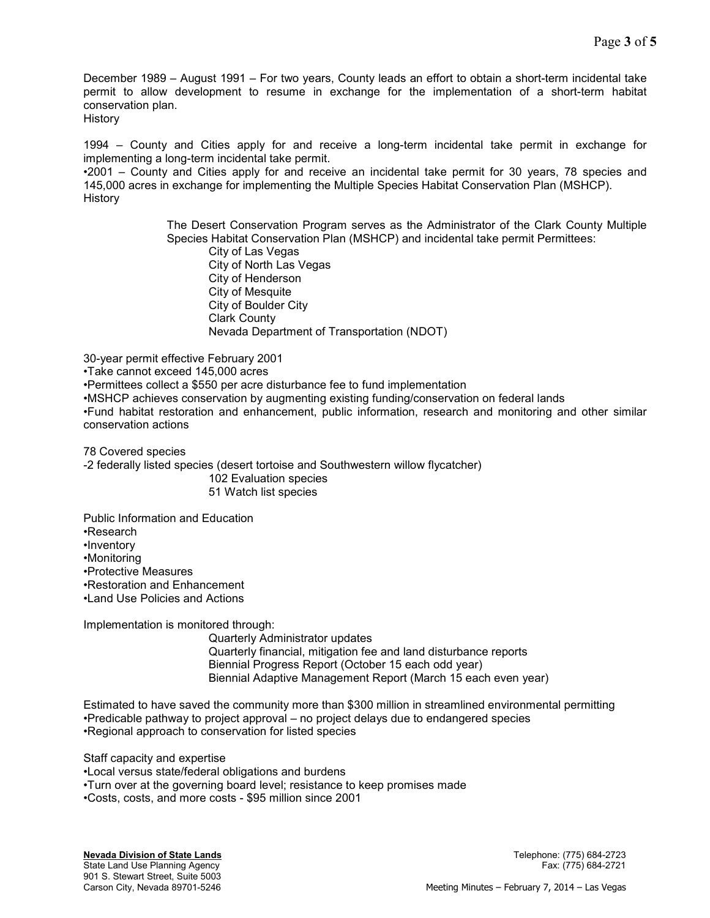December 1989 – August 1991 – For two years, County leads an effort to obtain a short-term incidental take permit to allow development to resume in exchange for the implementation of a short-term habitat conservation plan.
History

1994 – County and Cities apply for and receive a long-term incidental take permit in exchange for implementing a long-term incidental take permit.
•2001 – County and Cities apply for and receive an incidental take permit for 30 years, 78 species and 145,000 acres in exchange for implementing the Multiple Species Habitat Conservation Plan (MSHCP).
History

The Desert Conservation Program serves as the Administrator of the Clark County Multiple Species Habitat Conservation Plan (MSHCP) and incidental take permit Permittees:

City of Las Vegas
City of North Las Vegas
City of Henderson
City of Mesquite
City of Boulder City
Clark County
Nevada Department of Transportation (NDOT)

30-year permit effective February 2001
•Take cannot exceed 145,000 acres
•Permittees collect a $550 per acre disturbance fee to fund implementation
•MSHCP achieves conservation by augmenting existing funding/conservation on federal lands
•Fund habitat restoration and enhancement, public information, research and monitoring and other similar conservation actions

78 Covered species
-2 federally listed species (desert tortoise and Southwestern willow flycatcher)
102 Evaluation species
51 Watch list species

Public Information and Education
•Research
•Inventory
•Monitoring
•Protective Measures
•Restoration and Enhancement
•Land Use Policies and Actions

Implementation is monitored through:

Quarterly Administrator updates
Quarterly financial, mitigation fee and land disturbance reports
Biennial Progress Report (October 15 each odd year)
Biennial Adaptive Management Report (March 15 each even year)

Estimated to have saved the community more than $300 million in streamlined environmental permitting
•Predicable pathway to project approval – no project delays due to endangered species
•Regional approach to conservation for listed species

Staff capacity and expertise
•Local versus state/federal obligations and burdens
•Turn over at the governing board level; resistance to keep promises made
•Costs, costs, and more costs - $95 million since 2001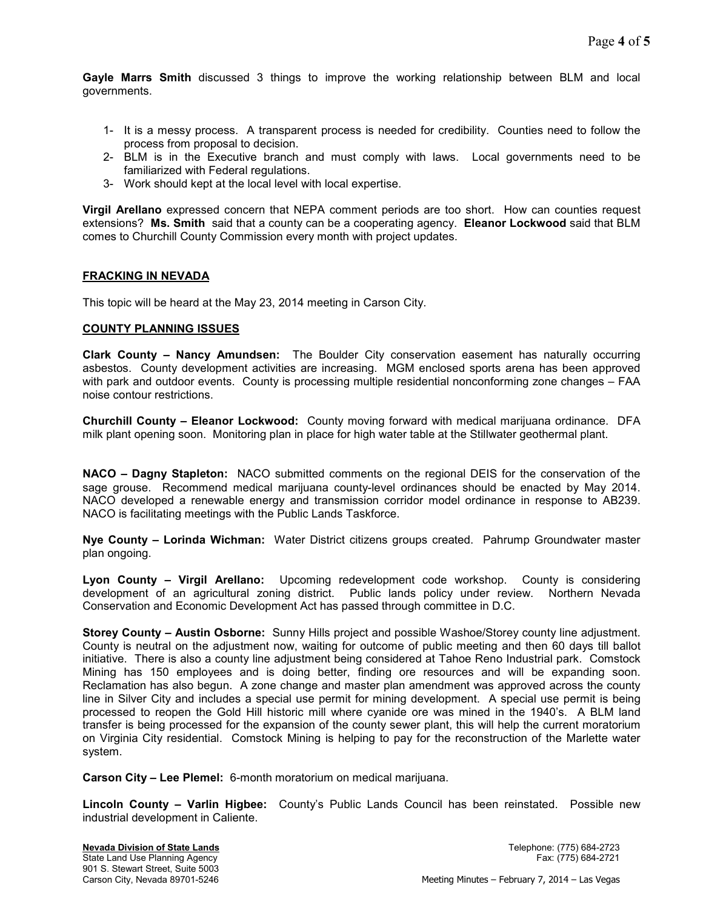**Gayle Marrs Smith** discussed 3 things to improve the working relationship between BLM and local governments.

1- It is a messy process. A transparent process is needed for credibility. Counties need to follow the process from proposal to decision.
2- BLM is in the Executive branch and must comply with laws. Local governments need to be familiarized with Federal regulations.
3- Work should kept at the local level with local expertise.

**Virgil Arellano** expressed concern that NEPA comment periods are too short. How can counties request extensions? **Ms. Smith** said that a county can be a cooperating agency. **Eleanor Lockwood** said that BLM comes to Churchill County Commission every month with project updates.

**FRACKING IN NEVADA**

This topic will be heard at the May 23, 2014 meeting in Carson City.

**COUNTY PLANNING ISSUES**

**Clark County – Nancy Amundsen:** The Boulder City conservation easement has naturally occurring asbestos. County development activities are increasing. MGM enclosed sports arena has been approved with park and outdoor events. County is processing multiple residential nonconforming zone changes – FAA noise contour restrictions.

**Churchill County – Eleanor Lockwood:** County moving forward with medical marijuana ordinance. DFA milk plant opening soon. Monitoring plan in place for high water table at the Stillwater geothermal plant.

**NACO – Dagny Stapleton:** NACO submitted comments on the regional DEIS for the conservation of the sage grouse. Recommend medical marijuana county-level ordinances should be enacted by May 2014. NACO developed a renewable energy and transmission corridor model ordinance in response to AB239. NACO is facilitating meetings with the Public Lands Taskforce.

**Nye County – Lorinda Wichman:** Water District citizens groups created. Pahrump Groundwater master plan ongoing.

**Lyon County – Virgil Arellano:** Upcoming redevelopment code workshop. County is considering development of an agricultural zoning district. Public lands policy under review. Northern Nevada Conservation and Economic Development Act has passed through committee in D.C.

**Storey County – Austin Osborne:** Sunny Hills project and possible Washoe/Storey county line adjustment. County is neutral on the adjustment now, waiting for outcome of public meeting and then 60 days till ballot initiative. There is also a county line adjustment being considered at Tahoe Reno Industrial park. Comstock Mining has 150 employees and is doing better, finding ore resources and will be expanding soon. Reclamation has also begun. A zone change and master plan amendment was approved across the county line in Silver City and includes a special use permit for mining development. A special use permit is being processed to reopen the Gold Hill historic mill where cyanide ore was mined in the 1940's. A BLM land transfer is being processed for the expansion of the county sewer plant, this will help the current moratorium on Virginia City residential. Comstock Mining is helping to pay for the reconstruction of the Marlette water system.

**Carson City – Lee Plemel:** 6-month moratorium on medical marijuana.

**Lincoln County – Varlin Higbee:** County's Public Lands Council has been reinstated. Possible new industrial development in Caliente.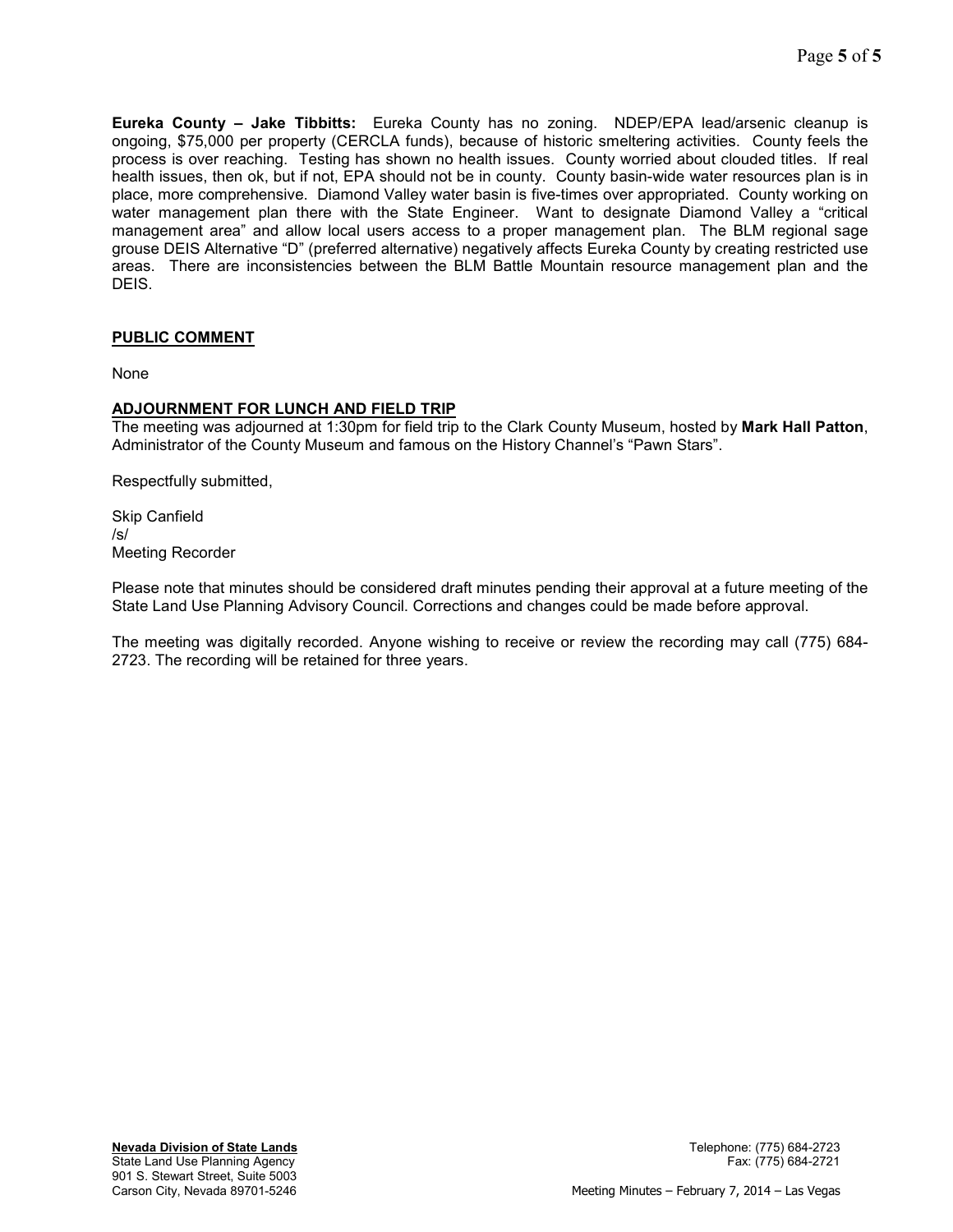**Eureka County – Jake Tibbitts:** Eureka County has no zoning. NDEP/EPA lead/arsenic cleanup is ongoing, $75,000 per property (CERCLA funds), because of historic smeltering activities. County feels the process is over reaching. Testing has shown no health issues. County worried about clouded titles. If real health issues, then ok, but if not, EPA should not be in county. County basin-wide water resources plan is in place, more comprehensive. Diamond Valley water basin is five-times over appropriated. County working on water management plan there with the State Engineer. Want to designate Diamond Valley a "critical management area" and allow local users access to a proper management plan. The BLM regional sage grouse DEIS Alternative "D" (preferred alternative) negatively affects Eureka County by creating restricted use areas. There are inconsistencies between the BLM Battle Mountain resource management plan and the DEIS.

## PUBLIC COMMENT

None

## ADJOURNMENT FOR LUNCH AND FIELD TRIP

The meeting was adjourned at 1:30pm for field trip to the Clark County Museum, hosted by **Mark Hall Patton**, Administrator of the County Museum and famous on the History Channel's "Pawn Stars".

Respectfully submitted,

Skip Canfield
/s/
Meeting Recorder

Please note that minutes should be considered draft minutes pending their approval at a future meeting of the State Land Use Planning Advisory Council. Corrections and changes could be made before approval.

The meeting was digitally recorded. Anyone wishing to receive or review the recording may call (775) 684-2723. The recording will be retained for three years.